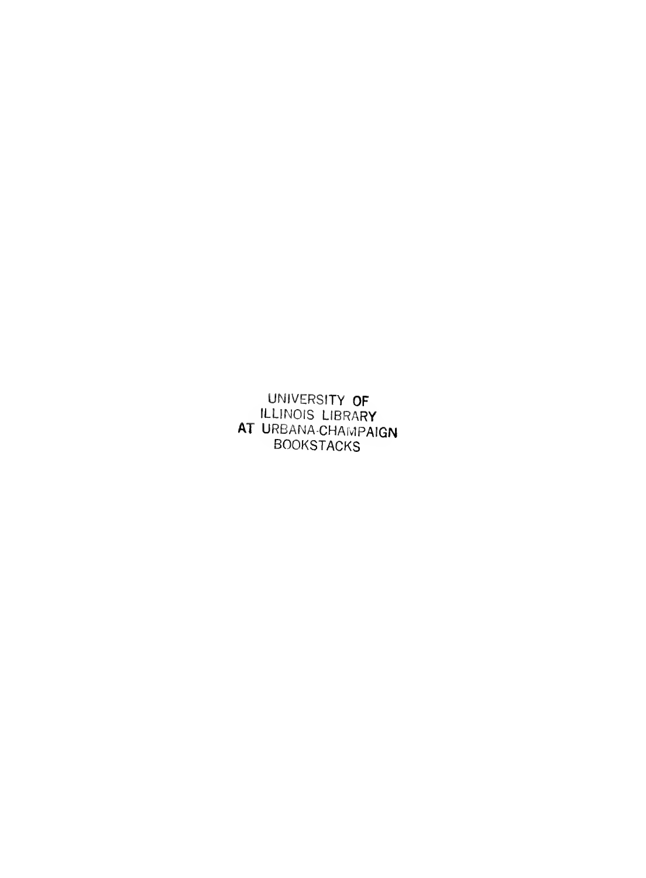UNIVERSITY OF
ILLINOIS LIBRARY
AT URBANA-CHAMPAIGN
BOOKSTACKS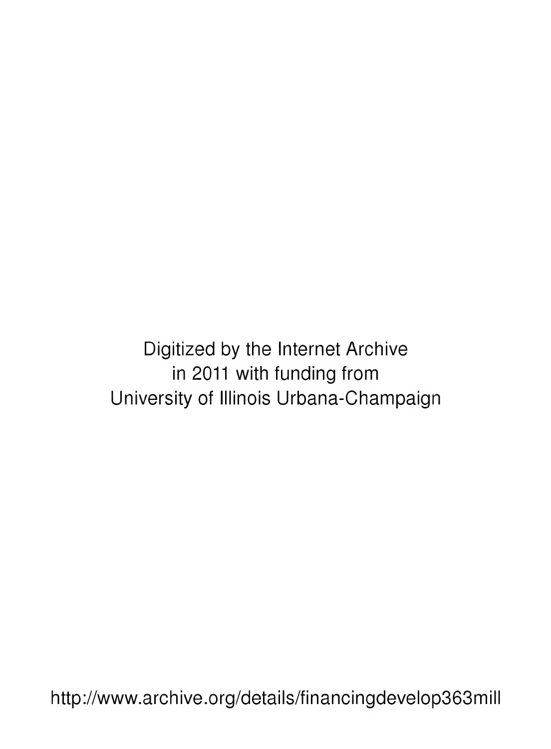Digitized by the Internet Archive
in 2011 with funding from
University of Illinois Urbana-Champaign

http://www.archive.org/details/financingdevelop363mill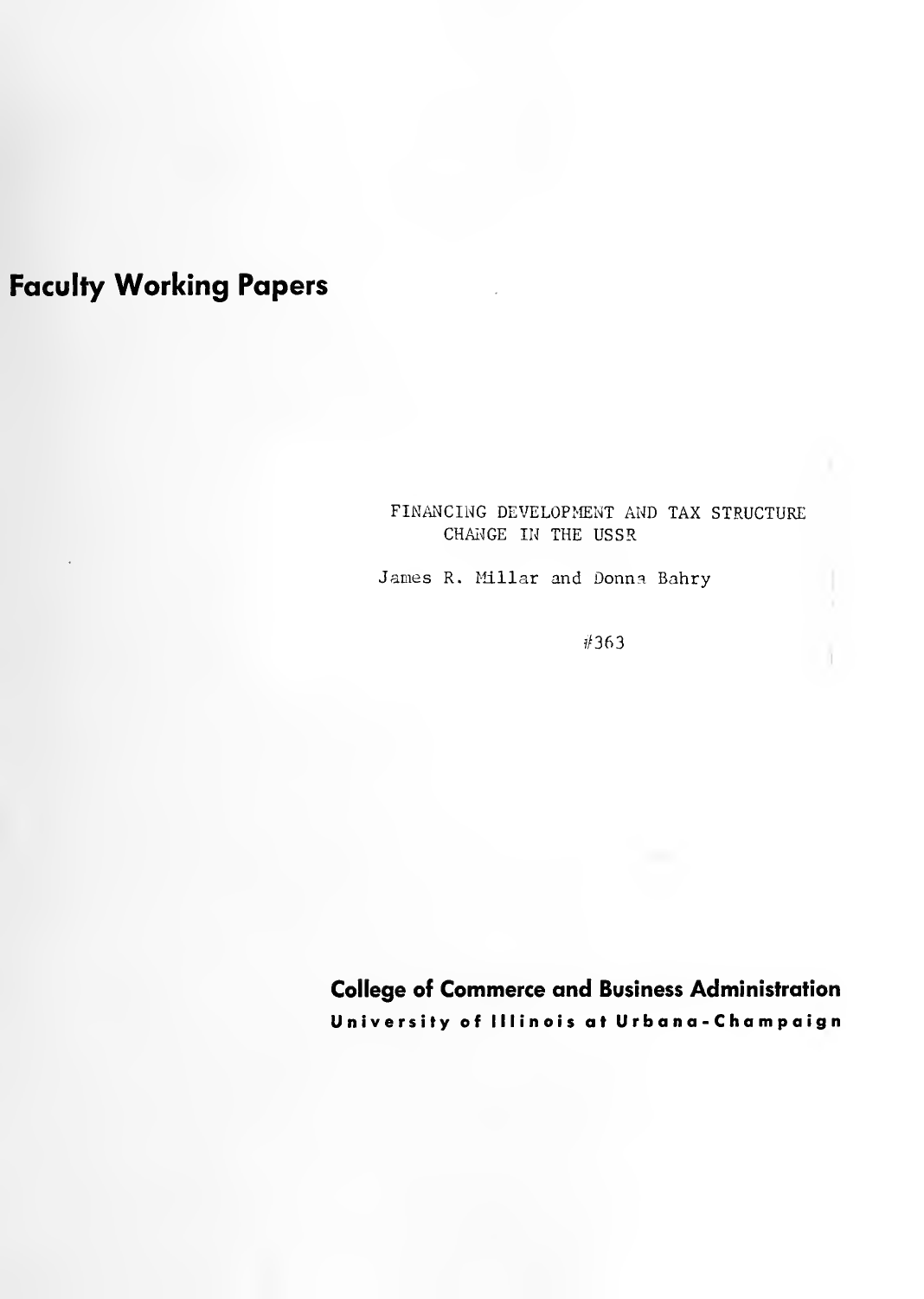# Faculty Working Papers

FINANCING DEVELOPMENT AND TAX STRUCTURE CHANGE IN THE USSR

James R. Millar and Donna Bahry

#363

**College of Commerce and Business Administration**

**University of Illinois at Urbana-Champaign**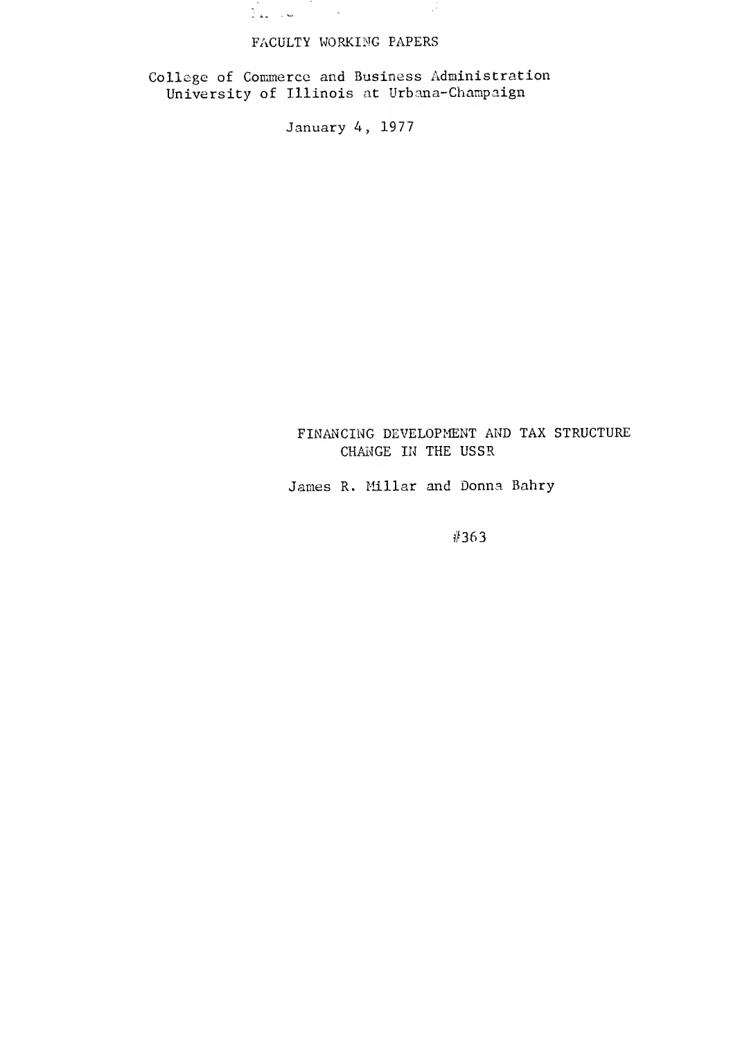FACULTY WORKING PAPERS

College of Commerce and Business Administration
University of Illinois at Urbana-Champaign

January 4, 1977

# FINANCING DEVELOPMENT AND TAX STRUCTURE CHANGE IN THE USSR

James R. Millar and Donna Bahry

#363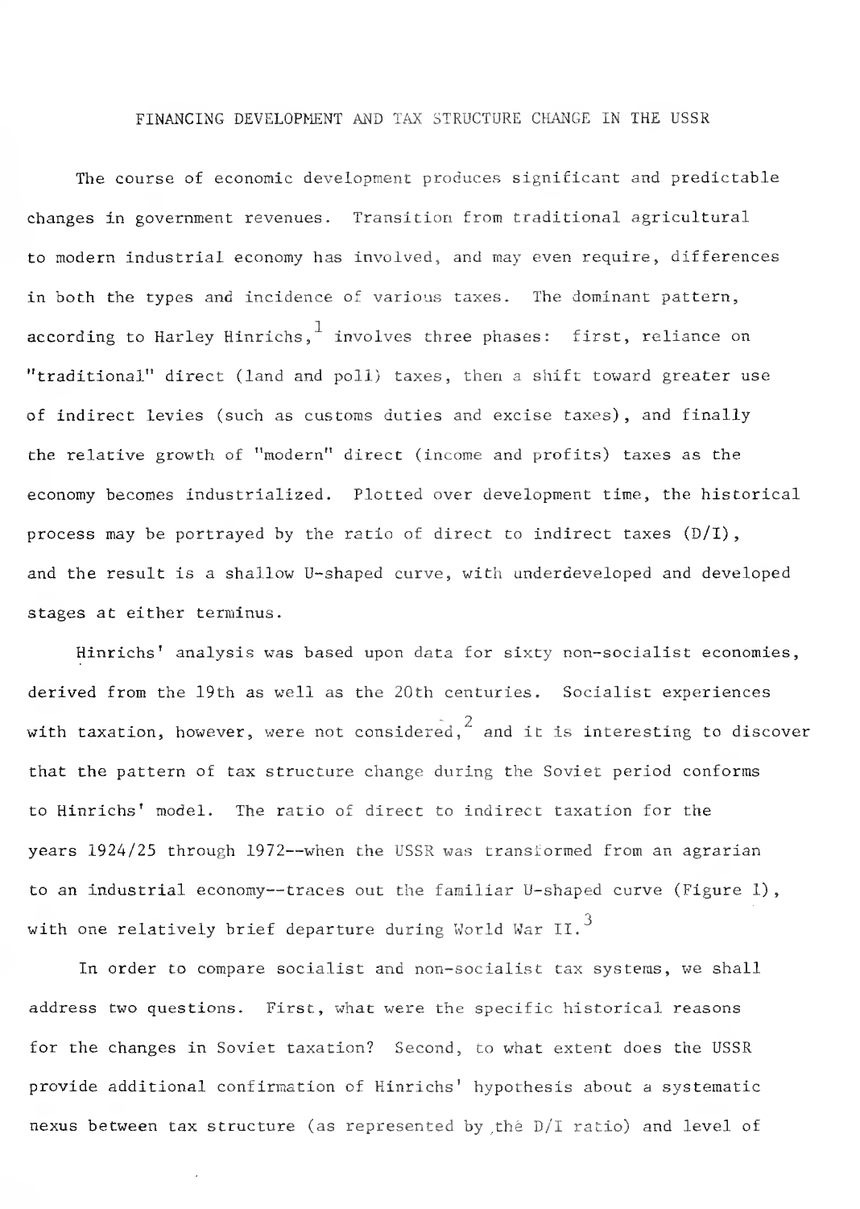# FINANCING DEVELOPMENT AND TAX STRUCTURE CHANGE IN THE USSR

The course of economic development produces significant and predictable changes in government revenues. Transition from traditional agricultural to modern industrial economy has involved, and may even require, differences in both the types and incidence of various taxes. The dominant pattern, according to Harley Hinrichs,[1] involves three phases: first, reliance on "traditional" direct (land and poll) taxes, then a shift toward greater use of indirect levies (such as customs duties and excise taxes), and finally the relative growth of "modern" direct (income and profits) taxes as the economy becomes industrialized. Plotted over development time, the historical process may be portrayed by the ratio of direct to indirect taxes (D/I), and the result is a shallow U-shaped curve, with underdeveloped and developed stages at either terminus.

Hinrichs' analysis was based upon data for sixty non-socialist economies, derived from the 19th as well as the 20th centuries. Socialist experiences with taxation, however, were not considered,[2] and it is interesting to discover that the pattern of tax structure change during the Soviet period conforms to Hinrichs' model. The ratio of direct to indirect taxation for the years 1924/25 through 1972--when the USSR was transformed from an agrarian to an industrial economy--traces out the familiar U-shaped curve (Figure 1), with one relatively brief departure during World War II.[3]

In order to compare socialist and non-socialist tax systems, we shall address two questions. First, what were the specific historical reasons for the changes in Soviet taxation? Second, to what extent does the USSR provide additional confirmation of Hinrichs' hypothesis about a systematic nexus between tax structure (as represented by the D/I ratio) and level of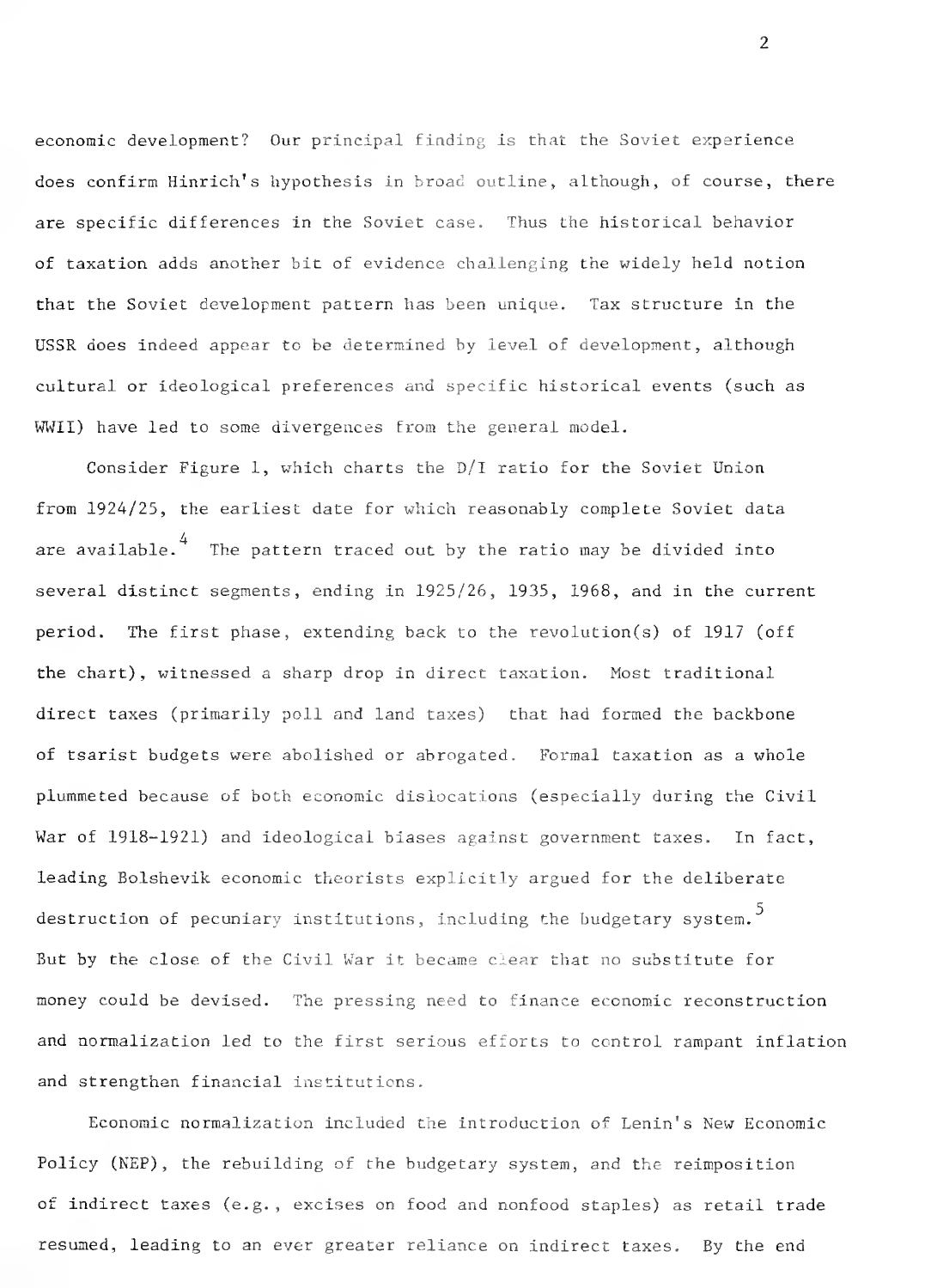economic development? Our principal finding is that the Soviet experience does confirm Hinrich's hypothesis in broad outline, although, of course, there are specific differences in the Soviet case. Thus the historical behavior of taxation adds another bit of evidence challenging the widely held notion that the Soviet development pattern has been unique. Tax structure in the USSR does indeed appear to be determined by level of development, although cultural or ideological preferences and specific historical events (such as WWII) have led to some divergences from the general model.

Consider Figure 1, which charts the D/I ratio for the Soviet Union from 1924/25, the earliest date for which reasonably complete Soviet data are available.[4] The pattern traced out by the ratio may be divided into several distinct segments, ending in 1925/26, 1935, 1968, and in the current period. The first phase, extending back to the revolution(s) of 1917 (off the chart), witnessed a sharp drop in direct taxation. Most traditional direct taxes (primarily poll and land taxes) that had formed the backbone of tsarist budgets were abolished or abrogated. Formal taxation as a whole plummeted because of both economic dislocations (especially during the Civil War of 1918-1921) and ideological biases against government taxes. In fact, leading Bolshevik economic theorists explicitly argued for the deliberate destruction of pecuniary institutions, including the budgetary system.[5] But by the close of the Civil War it became clear that no substitute for money could be devised. The pressing need to finance economic reconstruction and normalization led to the first serious efforts to control rampant inflation and strengthen financial institutions.

Economic normalization included the introduction of Lenin's New Economic Policy (NEP), the rebuilding of the budgetary system, and the reimposition of indirect taxes (e.g., excises on food and nonfood staples) as retail trade resumed, leading to an ever greater reliance on indirect taxes. By the end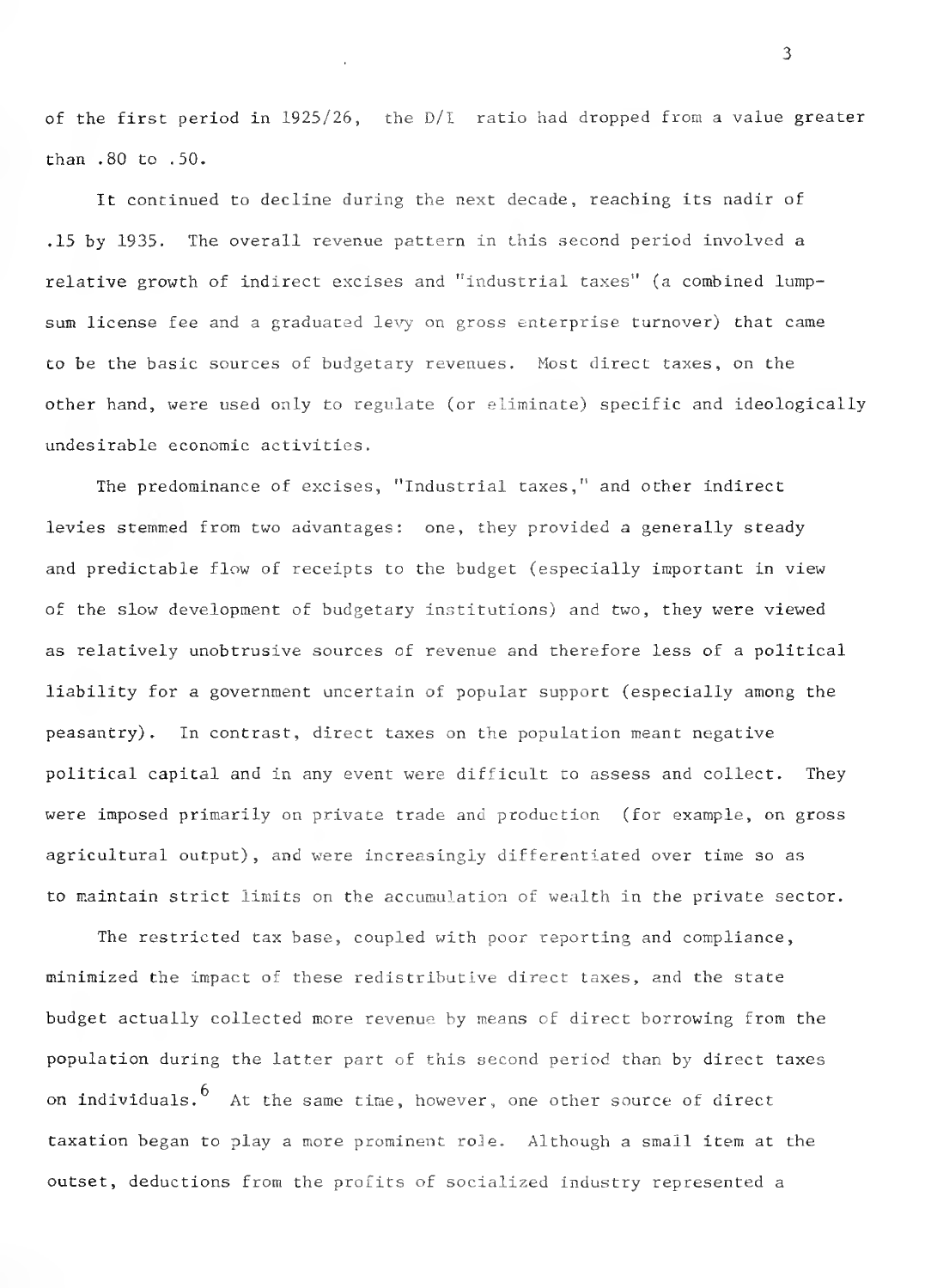of the first period in 1925/26, the D/I ratio had dropped from a value greater than .80 to .50.

It continued to decline during the next decade, reaching its nadir of .15 by 1935. The overall revenue pattern in this second period involved a relative growth of indirect excises and "industrial taxes" (a combined lump-sum license fee and a graduated levy on gross enterprise turnover) that came to be the basic sources of budgetary revenues. Most direct taxes, on the other hand, were used only to regulate (or eliminate) specific and ideologically undesirable economic activities.

The predominance of excises, "Industrial taxes," and other indirect levies stemmed from two advantages: one, they provided a generally steady and predictable flow of receipts to the budget (especially important in view of the slow development of budgetary institutions) and two, they were viewed as relatively unobtrusive sources of revenue and therefore less of a political liability for a government uncertain of popular support (especially among the peasantry). In contrast, direct taxes on the population meant negative political capital and in any event were difficult to assess and collect. They were imposed primarily on private trade and production (for example, on gross agricultural output), and were increasingly differentiated over time so as to maintain strict limits on the accumulation of wealth in the private sector.

The restricted tax base, coupled with poor reporting and compliance, minimized the impact of these redistributive direct taxes, and the state budget actually collected more revenue by means of direct borrowing from the population during the latter part of this second period than by direct taxes on individuals.[6] At the same time, however, one other source of direct taxation began to play a more prominent role. Although a small item at the outset, deductions from the profits of socialized industry represented a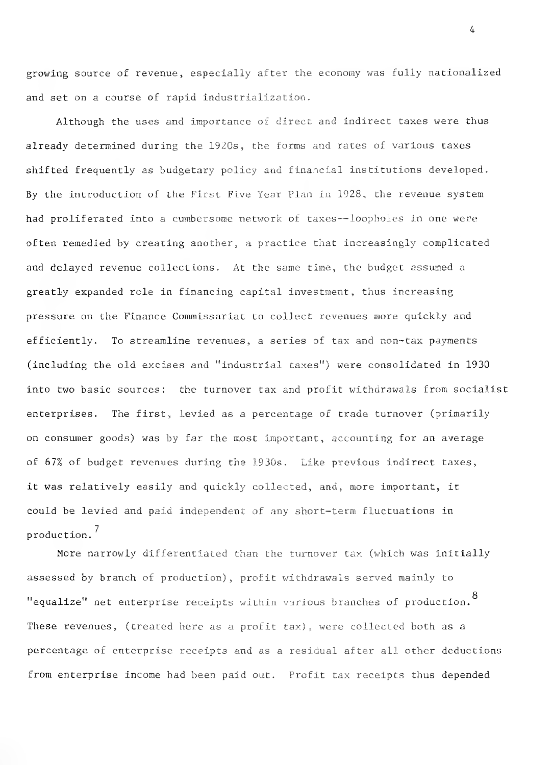growing source of revenue, especially after the economy was fully nationalized and set on a course of rapid industrialization.

Although the uses and importance of direct and indirect taxes were thus already determined during the 1920s, the forms and rates of various taxes shifted frequently as budgetary policy and financial institutions developed. By the introduction of the First Five Year Plan in 1928, the revenue system had proliferated into a cumbersome network of taxes--loopholes in one were often remedied by creating another, a practice that increasingly complicated and delayed revenue collections. At the same time, the budget assumed a greatly expanded role in financing capital investment, thus increasing pressure on the Finance Commissariat to collect revenues more quickly and efficiently. To streamline revenues, a series of tax and non-tax payments (including the old excises and "industrial taxes") were consolidated in 1930 into two basic sources: the turnover tax and profit withdrawals from socialist enterprises. The first, levied as a percentage of trade turnover (primarily on consumer goods) was by far the most important, accounting for an average of 67% of budget revenues during the 1930s. Like previous indirect taxes, it was relatively easily and quickly collected, and, more important, it could be levied and paid independent of any short-term fluctuations in production.[7]

More narrowly differentiated than the turnover tax (which was initially assessed by branch of production), profit withdrawals served mainly to "equalize" net enterprise receipts within various branches of production.[8] These revenues, (treated here as a profit tax), were collected both as a percentage of enterprise receipts and as a residual after all other deductions from enterprise income had been paid out. Profit tax receipts thus depended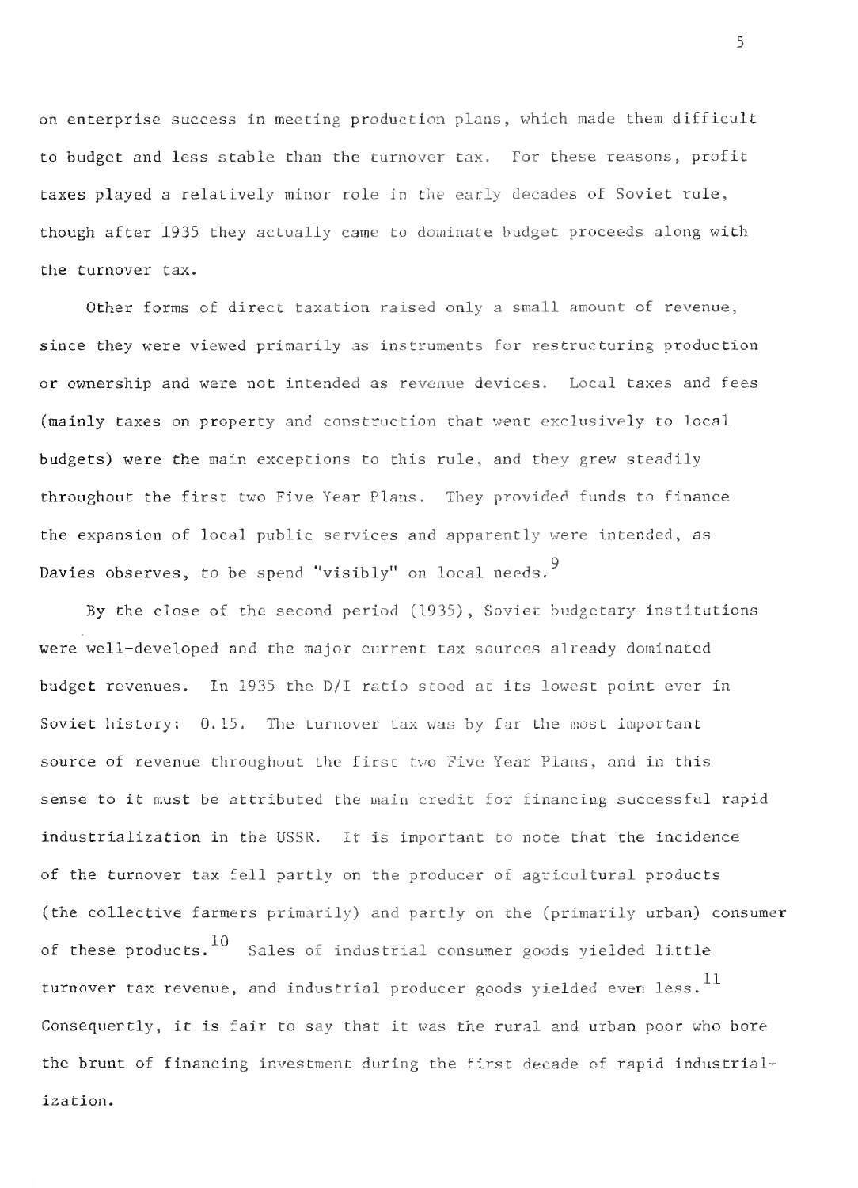on enterprise success in meeting production plans, which made them difficult to budget and less stable than the turnover tax. For these reasons, profit taxes played a relatively minor role in the early decades of Soviet rule, though after 1935 they actually came to dominate budget proceeds along with the turnover tax.

Other forms of direct taxation raised only a small amount of revenue, since they were viewed primarily as instruments for restructuring production or ownership and were not intended as revenue devices. Local taxes and fees (mainly taxes on property and construction that went exclusively to local budgets) were the main exceptions to this rule, and they grew steadily throughout the first two Five Year Plans. They provided funds to finance the expansion of local public services and apparently were intended, as Davies observes, to be spend "visibly" on local needs.[9]

By the close of the second period (1935), Soviet budgetary institutions were well-developed and the major current tax sources already dominated budget revenues. In 1935 the D/I ratio stood at its lowest point ever in Soviet history: 0.15. The turnover tax was by far the most important source of revenue throughout the first two Five Year Plans, and in this sense to it must be attributed the main credit for financing successful rapid industrialization in the USSR. It is important to note that the incidence of the turnover tax fell partly on the producer of agricultural products (the collective farmers primarily) and partly on the (primarily urban) consumer of these products.[10] Sales of industrial consumer goods yielded little turnover tax revenue, and industrial producer goods yielded even less.[11] Consequently, it is fair to say that it was the rural and urban poor who bore the brunt of financing investment during the first decade of rapid industrialization.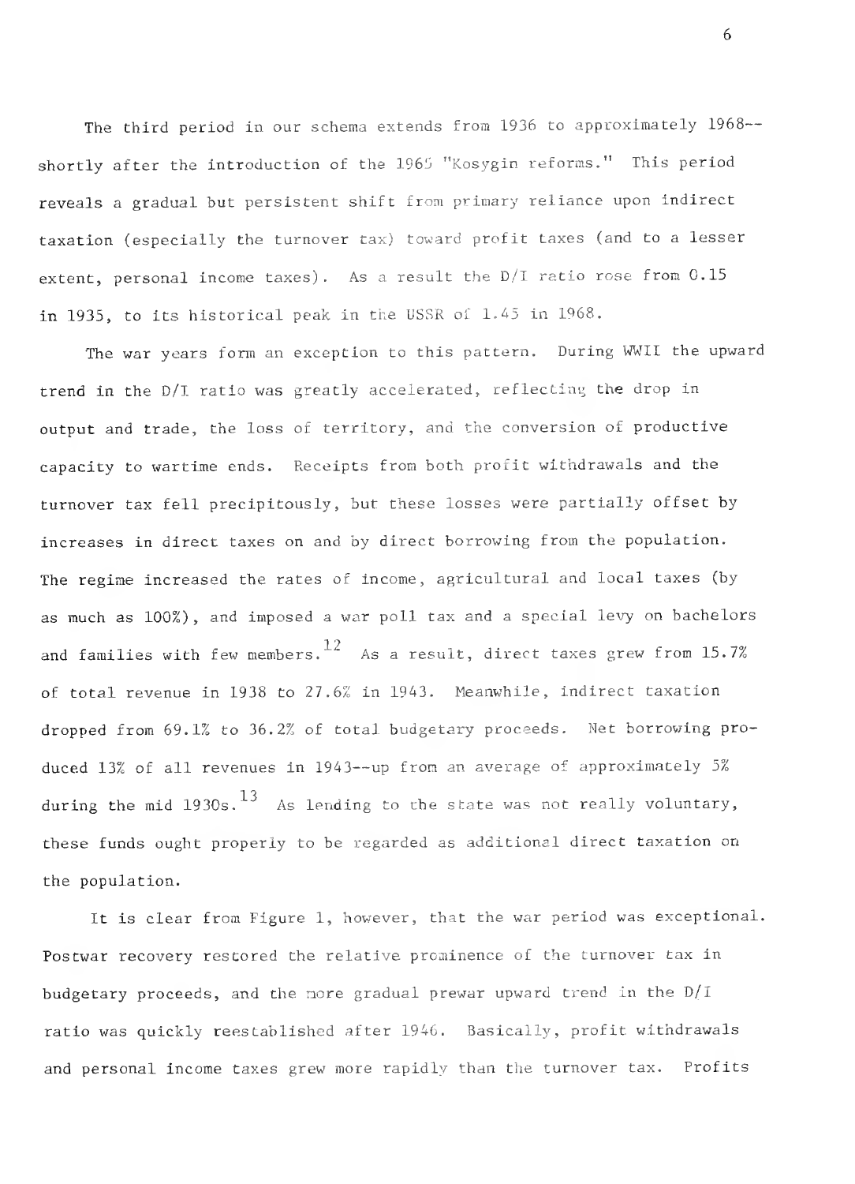The third period in our schema extends from 1936 to approximately 1968--shortly after the introduction of the 1965 "Kosygin reforms." This period reveals a gradual but persistent shift from primary reliance upon indirect taxation (especially the turnover tax) toward profit taxes (and to a lesser extent, personal income taxes). As a result the D/I ratio rose from 0.15 in 1935, to its historical peak in the USSR of 1.45 in 1968.

The war years form an exception to this pattern. During WWII the upward trend in the D/I ratio was greatly accelerated, reflecting the drop in output and trade, the loss of territory, and the conversion of productive capacity to wartime ends. Receipts from both profit withdrawals and the turnover tax fell precipitously, but these losses were partially offset by increases in direct taxes on and by direct borrowing from the population. The regime increased the rates of income, agricultural and local taxes (by as much as 100%), and imposed a war poll tax and a special levy on bachelors and families with few members.[12] As a result, direct taxes grew from 15.7% of total revenue in 1938 to 27.6% in 1943. Meanwhile, indirect taxation dropped from 69.1% to 36.2% of total budgetary proceeds. Net borrowing produced 13% of all revenues in 1943--up from an average of approximately 5% during the mid 1930s.[13] As lending to the state was not really voluntary, these funds ought properly to be regarded as additional direct taxation on the population.

It is clear from Figure 1, however, that the war period was exceptional. Postwar recovery restored the relative prominence of the turnover tax in budgetary proceeds, and the more gradual prewar upward trend in the D/I ratio was quickly reestablished after 1946. Basically, profit withdrawals and personal income taxes grew more rapidly than the turnover tax. Profits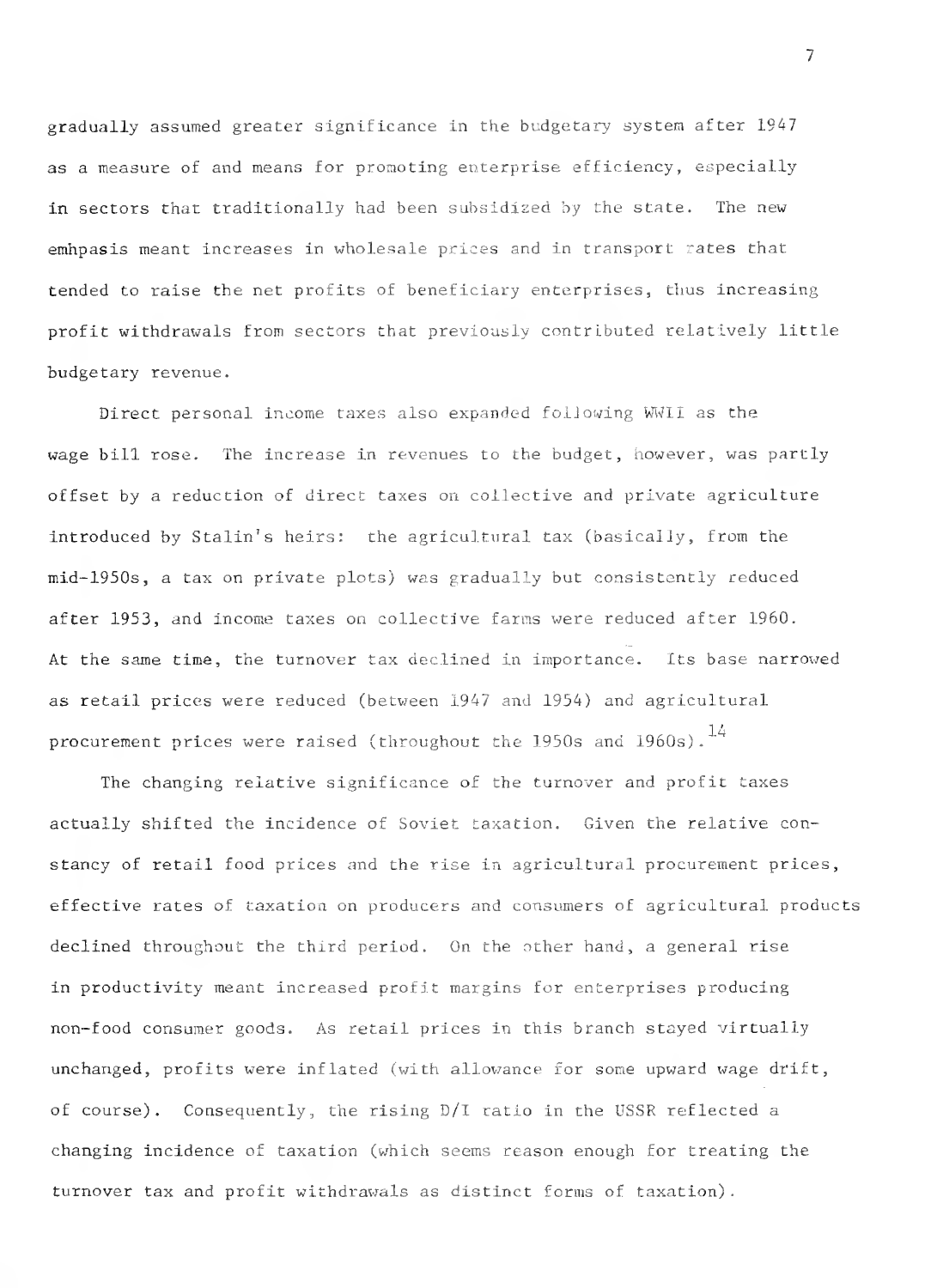gradually assumed greater significance in the budgetary system after 1947 as a measure of and means for promoting enterprise efficiency, especially in sectors that traditionally had been subsidized by the state. The new emhpasis meant increases in wholesale prices and in transport rates that tended to raise the net profits of beneficiary enterprises, thus increasing profit withdrawals from sectors that previously contributed relatively little budgetary revenue.

Direct personal income taxes also expanded following WWII as the wage bill rose. The increase in revenues to the budget, however, was partly offset by a reduction of direct taxes on collective and private agriculture introduced by Stalin's heirs: the agricultural tax (basically, from the mid-1950s, a tax on private plots) was gradually but consistently reduced after 1953, and income taxes on collective farms were reduced after 1960. At the same time, the turnover tax declined in importance. Its base narrowed as retail prices were reduced (between 1947 and 1954) and agricultural procurement prices were raised (throughout the 1950s and 1960s).[14]

The changing relative significance of the turnover and profit taxes actually shifted the incidence of Soviet taxation. Given the relative constancy of retail food prices and the rise in agricultural procurement prices, effective rates of taxation on producers and consumers of agricultural products declined throughout the third period. On the other hand, a general rise in productivity meant increased profit margins for enterprises producing non-food consumer goods. As retail prices in this branch stayed virtually unchanged, profits were inflated (with allowance for some upward wage drift, of course). Consequently, the rising D/I ratio in the USSR reflected a changing incidence of taxation (which seems reason enough for treating the turnover tax and profit withdrawals as distinct forms of taxation).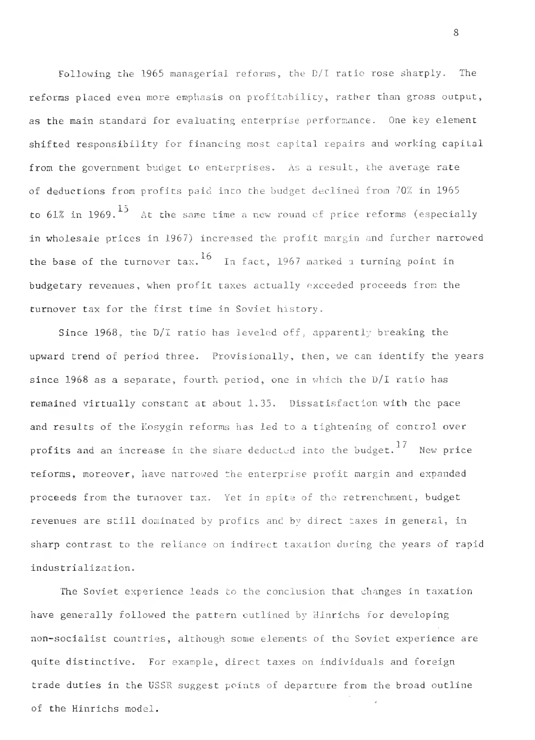Following the 1965 managerial reforms, the D/I ratio rose sharply. The reforms placed even more emphasis on profitability, rather than gross output, as the main standard for evaluating enterprise performance. One key element shifted responsibility for financing most capital repairs and working capital from the government budget to enterprises. As a result, the average rate of deductions from profits paid into the budget declined from 70% in 1965 to 61% in 1969.[15] At the same time a new round of price reforms (especially in wholesale prices in 1967) increased the profit margin and further narrowed the base of the turnover tax.[16] In fact, 1967 marked a turning point in budgetary revenues, when profit taxes actually exceeded proceeds from the turnover tax for the first time in Soviet history.

Since 1968, the D/I ratio has leveled off, apparently breaking the upward trend of period three. Provisionally, then, we can identify the years since 1968 as a separate, fourth period, one in which the D/I ratio has remained virtually constant at about 1.35. Dissatisfaction with the pace and results of the Kosygin reforms has led to a tightening of control over profits and an increase in the share deducted into the budget.[17] New price reforms, moreover, have narrowed the enterprise profit margin and expanded proceeds from the turnover tax. Yet in spite of the retrenchment, budget revenues are still dominated by profits and by direct taxes in general, in sharp contrast to the reliance on indirect taxation during the years of rapid industrialization.

The Soviet experience leads to the conclusion that changes in taxation have generally followed the pattern outlined by Hinrichs for developing non-socialist countries, although some elements of the Soviet experience are quite distinctive. For example, direct taxes on individuals and foreign trade duties in the USSR suggest points of departure from the broad outline of the Hinrichs model.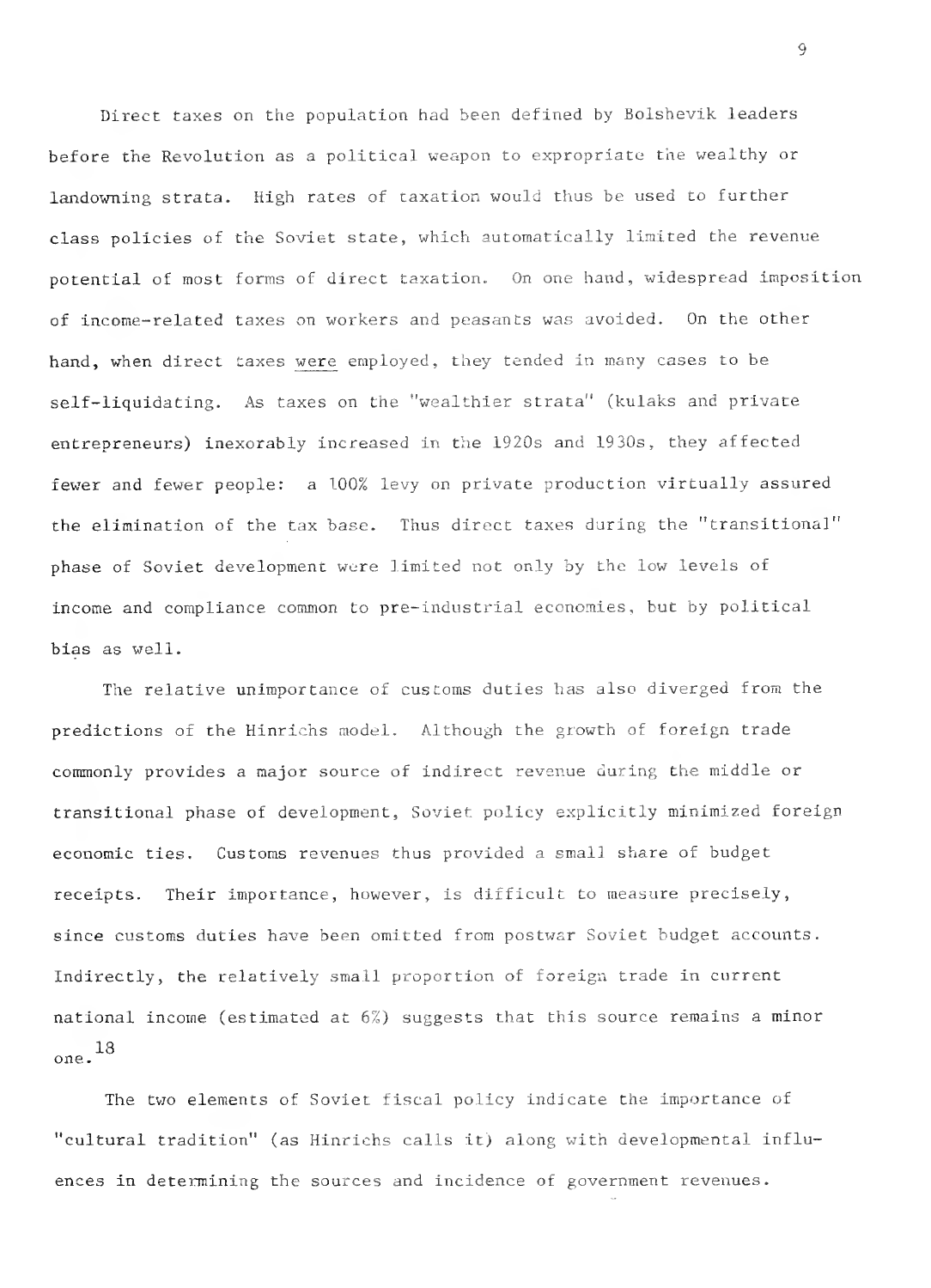Direct taxes on the population had been defined by Bolshevik leaders before the Revolution as a political weapon to expropriate the wealthy or landowning strata. High rates of taxation would thus be used to further class policies of the Soviet state, which automatically limited the revenue potential of most forms of direct taxation. On one hand, widespread imposition of income-related taxes on workers and peasants was avoided. On the other hand, when direct taxes were employed, they tended in many cases to be self-liquidating. As taxes on the "wealthier strata" (kulaks and private entrepreneurs) inexorably increased in the 1920s and 1930s, they affected fewer and fewer people: a 100% levy on private production virtually assured the elimination of the tax base. Thus direct taxes during the "transitional" phase of Soviet development were limited not only by the low levels of income and compliance common to pre-industrial economies, but by political bias as well.

The relative unimportance of customs duties has also diverged from the predictions of the Hinrichs model. Although the growth of foreign trade commonly provides a major source of indirect revenue during the middle or transitional phase of development, Soviet policy explicitly minimized foreign economic ties. Customs revenues thus provided a small share of budget receipts. Their importance, however, is difficult to measure precisely, since customs duties have been omitted from postwar Soviet budget accounts. Indirectly, the relatively small proportion of foreign trade in current national income (estimated at 6%) suggests that this source remains a minor one.[18]

The two elements of Soviet fiscal policy indicate the importance of "cultural tradition" (as Hinrichs calls it) along with developmental influences in determining the sources and incidence of government revenues.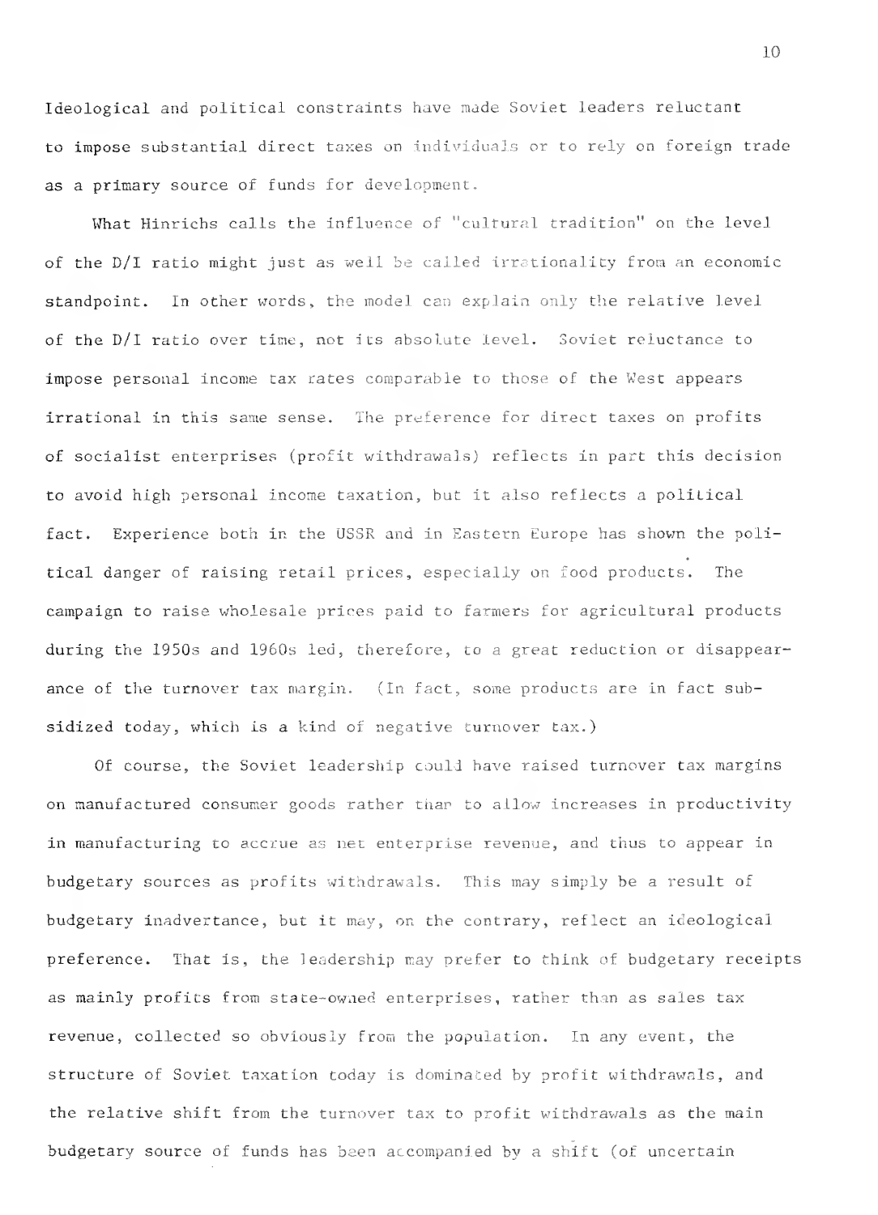Ideological and political constraints have made Soviet leaders reluctant to impose substantial direct taxes on individuals or to rely on foreign trade as a primary source of funds for development.

What Hinrichs calls the influence of "cultural tradition" on the level of the D/I ratio might just as well be called irrationality from an economic standpoint. In other words, the model can explain only the relative level of the D/I ratio over time, not its absolute level. Soviet reluctance to impose personal income tax rates comparable to those of the West appears irrational in this same sense. The preference for direct taxes on profits of socialist enterprises (profit withdrawals) reflects in part this decision to avoid high personal income taxation, but it also reflects a political fact. Experience both in the USSR and in Eastern Europe has shown the political danger of raising retail prices, especially on food products. The campaign to raise wholesale prices paid to farmers for agricultural products during the 1950s and 1960s led, therefore, to a great reduction or disappearance of the turnover tax margin. (In fact, some products are in fact subsidized today, which is a kind of negative turnover tax.)

Of course, the Soviet leadership could have raised turnover tax margins on manufactured consumer goods rather than to allow increases in productivity in manufacturing to accrue as net enterprise revenue, and thus to appear in budgetary sources as profits withdrawals. This may simply be a result of budgetary inadvertance, but it may, on the contrary, reflect an ideological preference. That is, the leadership may prefer to think of budgetary receipts as mainly profits from state-owned enterprises, rather than as sales tax revenue, collected so obviously from the population. In any event, the structure of Soviet taxation today is dominated by profit withdrawals, and the relative shift from the turnover tax to profit withdrawals as the main budgetary source of funds has been accompanied by a shift (of uncertain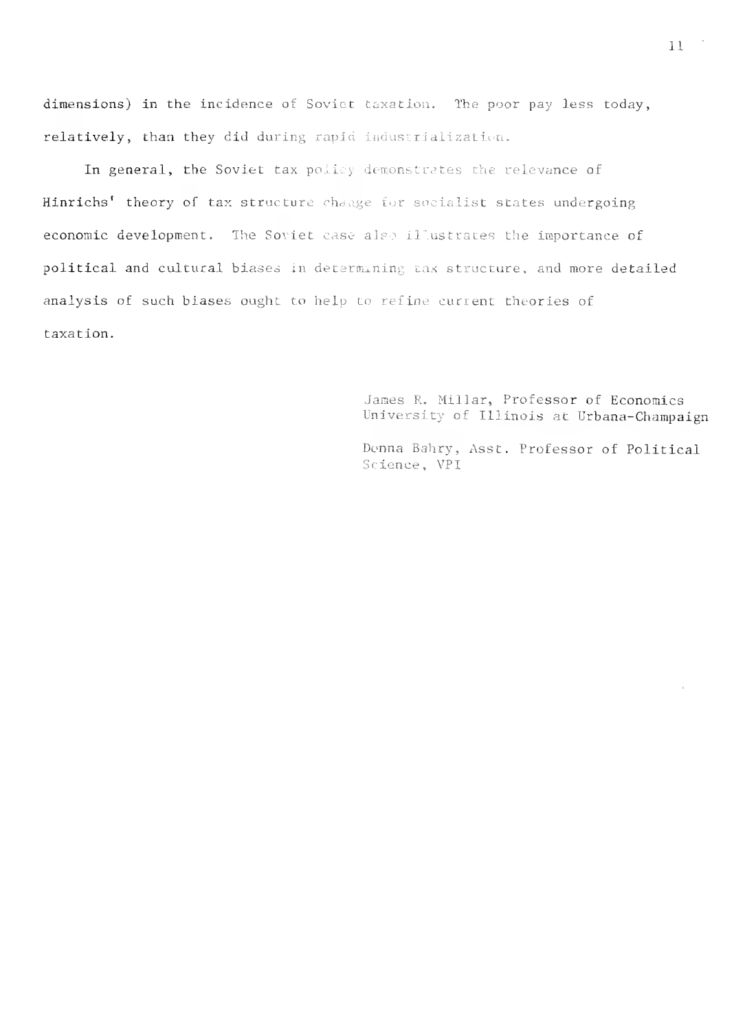dimensions) in the incidence of Soviet taxation. The poor pay less today, relatively, than they did during rapid industrialization.

In general, the Soviet tax policy demonstrates the relevance of Hinrichs' theory of tax structure change for socialist states undergoing economic development. The Soviet case also illustrates the importance of political and cultural biases in determining tax structure, and more detailed analysis of such biases ought to help to refine current theories of taxation.

James R. Millar, Professor of Economics
University of Illinois at Urbana-Champaign

Donna Bahry, Asst. Professor of Political Science, VPI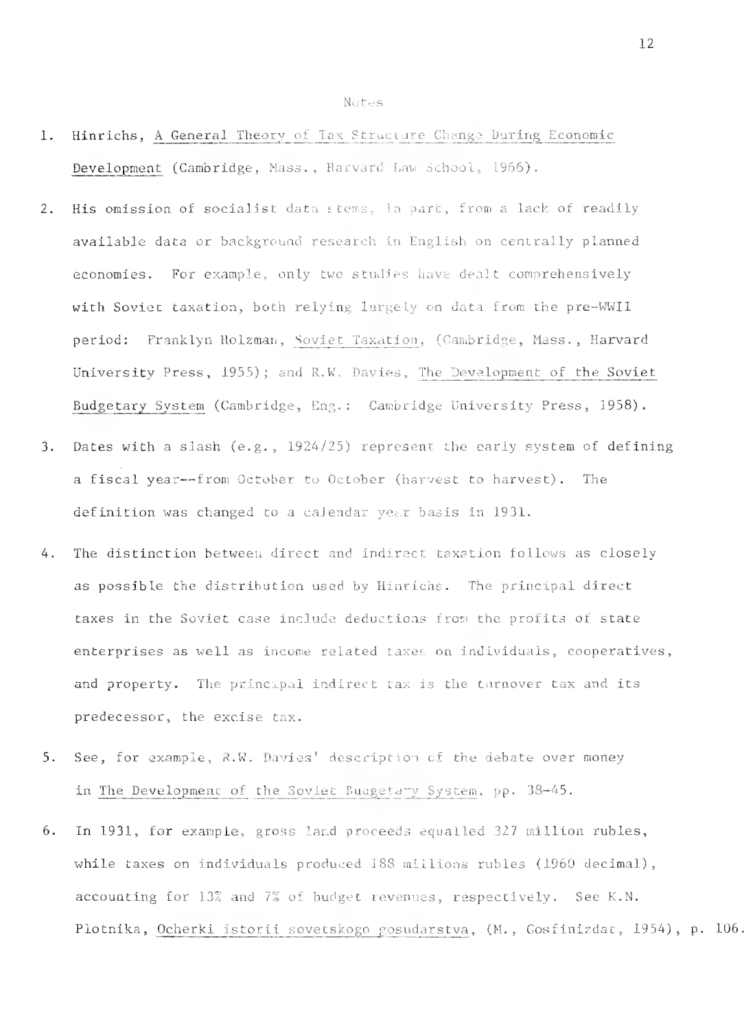Notes

1. Hinrichs, A General Theory of Tax Structure Change During Economic Development (Cambridge, Mass., Harvard Law School, 1966).

2. His omission of socialist data stems, in part, from a lack of readily available data or background research in English on centrally planned economies. For example, only two studies have dealt comprehensively with Soviet taxation, both relying largely on data from the pre-WWII period: Franklyn Holzman, Soviet Taxation, (Cambridge, Mass., Harvard University Press, 1955); and R.W. Davies, The Development of the Soviet Budgetary System (Cambridge, Eng.: Cambridge University Press, 1958).

3. Dates with a slash (e.g., 1924/25) represent the early system of defining a fiscal year--from October to October (harvest to harvest). The definition was changed to a calendar year basis in 1931.

4. The distinction between direct and indirect taxation follows as closely as possible the distribution used by Hinrichs. The principal direct taxes in the Soviet case include deductions from the profits of state enterprises as well as income related taxes on individuals, cooperatives, and property. The principal indirect tax is the turnover tax and its predecessor, the excise tax.

5. See, for example, R.W. Davies' description of the debate over money in The Development of the Soviet Budgetary System, pp. 38-45.

6. In 1931, for example, gross land proceeds equalled 327 million rubles, while taxes on individuals produced 188 millions rubles (1960 decimal), accounting for 13% and 7% of budget revenues, respectively. See K.N. Plotnika, Ocherki istorii sovetskogo gosudarstva, (M., Gosfinizdat, 1954), p. 106.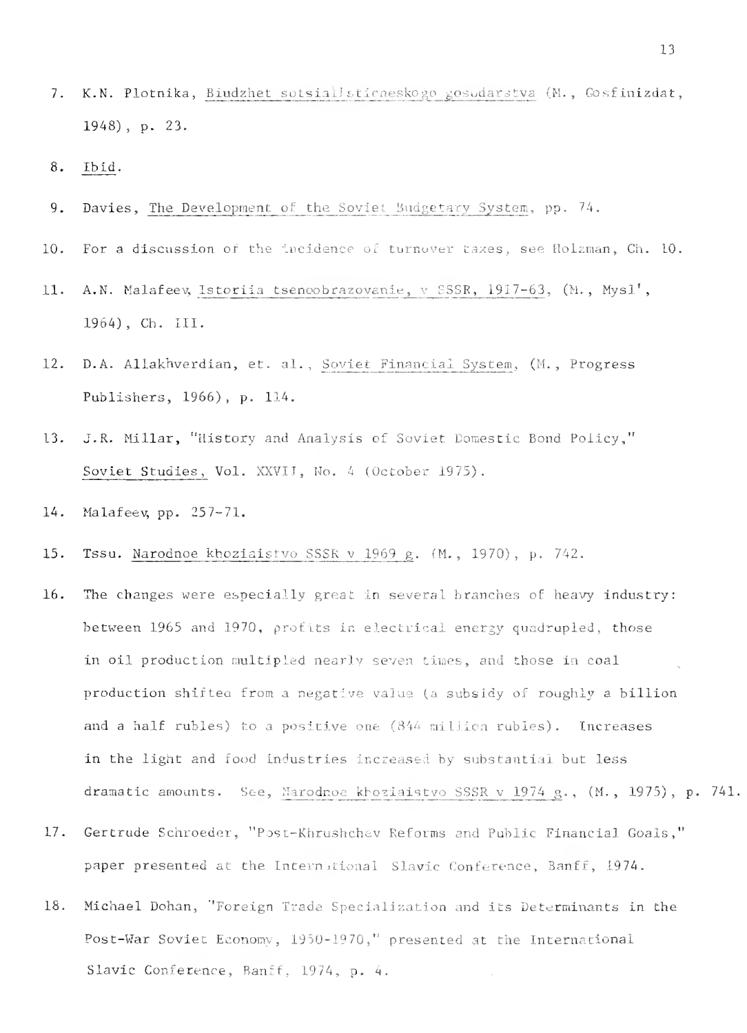7. K.N. Plotnika, Biudzhet sotsialisticheskogo gosudarstva (M., Gosfinizdat, 1948), p. 23.

8. Ibid.

9. Davies, The Development of the Soviet Budgetary System, pp. 74.

10. For a discussion of the incidence of turnover taxes, see Holzman, Ch. 10.

11. A.N. Malafeev, Istoriia tsenoobrazovanie, v SSSR, 1917-63, (M., Mysl', 1964), Ch. III.

12. D.A. Allakhverdian, et. al., Soviet Financial System, (M., Progress Publishers, 1966), p. 114.

13. J.R. Millar, "History and Analysis of Soviet Domestic Bond Policy," Soviet Studies, Vol. XXVII, No. 4 (October 1975).

14. Malafeev, pp. 257-71.

15. Tssu. Narodnoe khoziaistvo SSSR v 1969 g. (M., 1970), p. 742.

16. The changes were especially great in several branches of heavy industry: between 1965 and 1970, profits in electrical energy quadrupled, those in oil production multipled nearly seven times, and those in coal production shifted from a negative value (a subsidy of roughly a billion and a half rubles) to a positive one (844 million rubles). Increases in the light and food industries increased by substantial but less dramatic amounts. See, Narodnoe khoziaistvo SSSR v 1974 g., (M., 1975), p. 741.

17. Gertrude Schroeder, "Post-Khrushchev Reforms and Public Financial Goals," paper presented at the International Slavic Conference, Banff, 1974.

18. Michael Dohan, "Foreign Trade Specialization and its Determinants in the Post-War Soviet Economy, 1950-1970," presented at the International Slavic Conference, Banff, 1974, p. 4.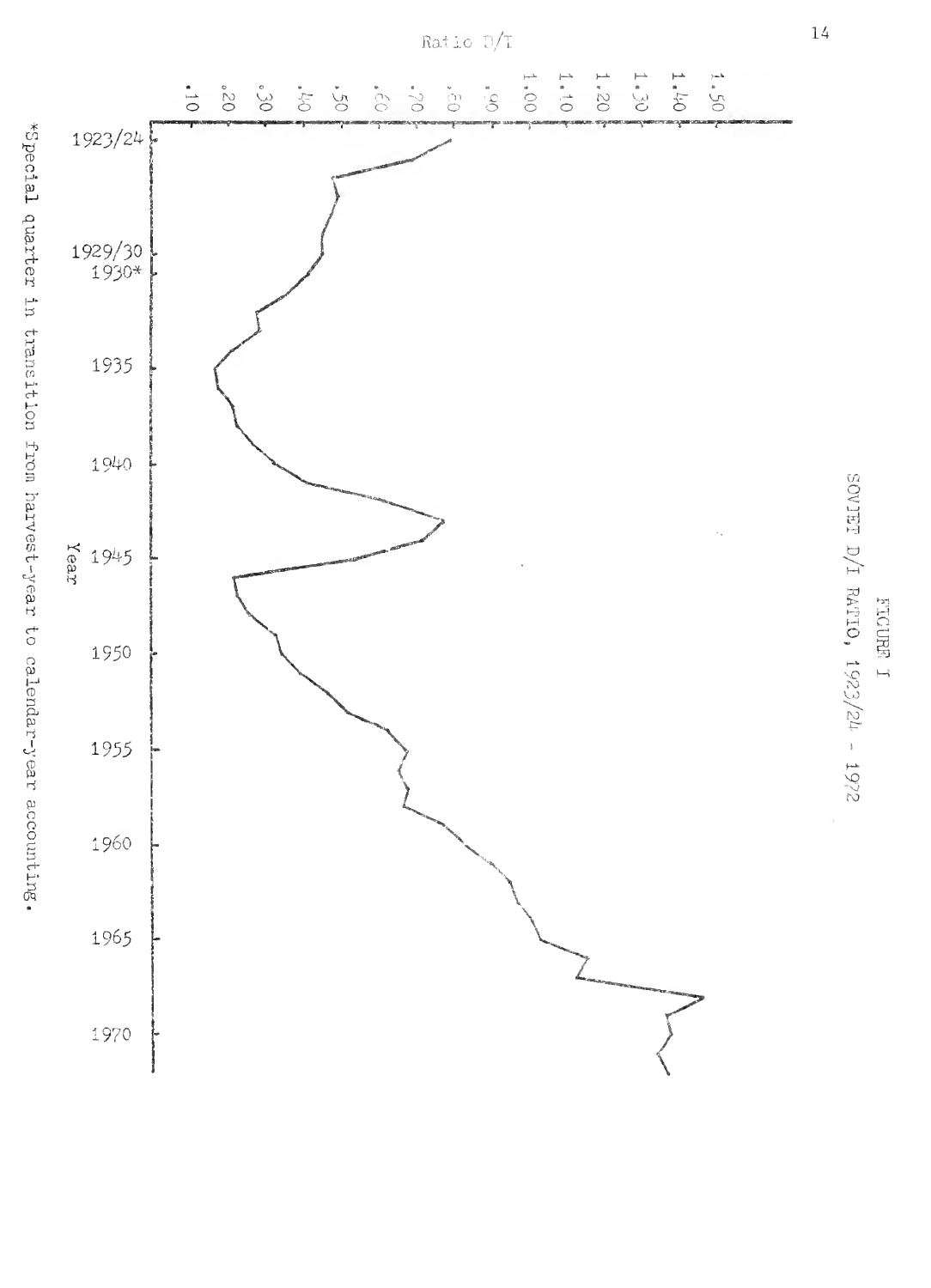FIGURE I

SOVIET D/I RATIO, 1923/24 - 1972

Ratio D/I

.10 .20 .30 .40 .50 .60 .70 .80 .90 1.00 1.10 1.20 1.30 1.40 1.50

Year

1923/24, 1929/30, 1930*, 1935, 1940, 1945, 1950, 1955, 1960, 1965, 1970

*Special quarter in transition from harvest-year to calendar-year accounting.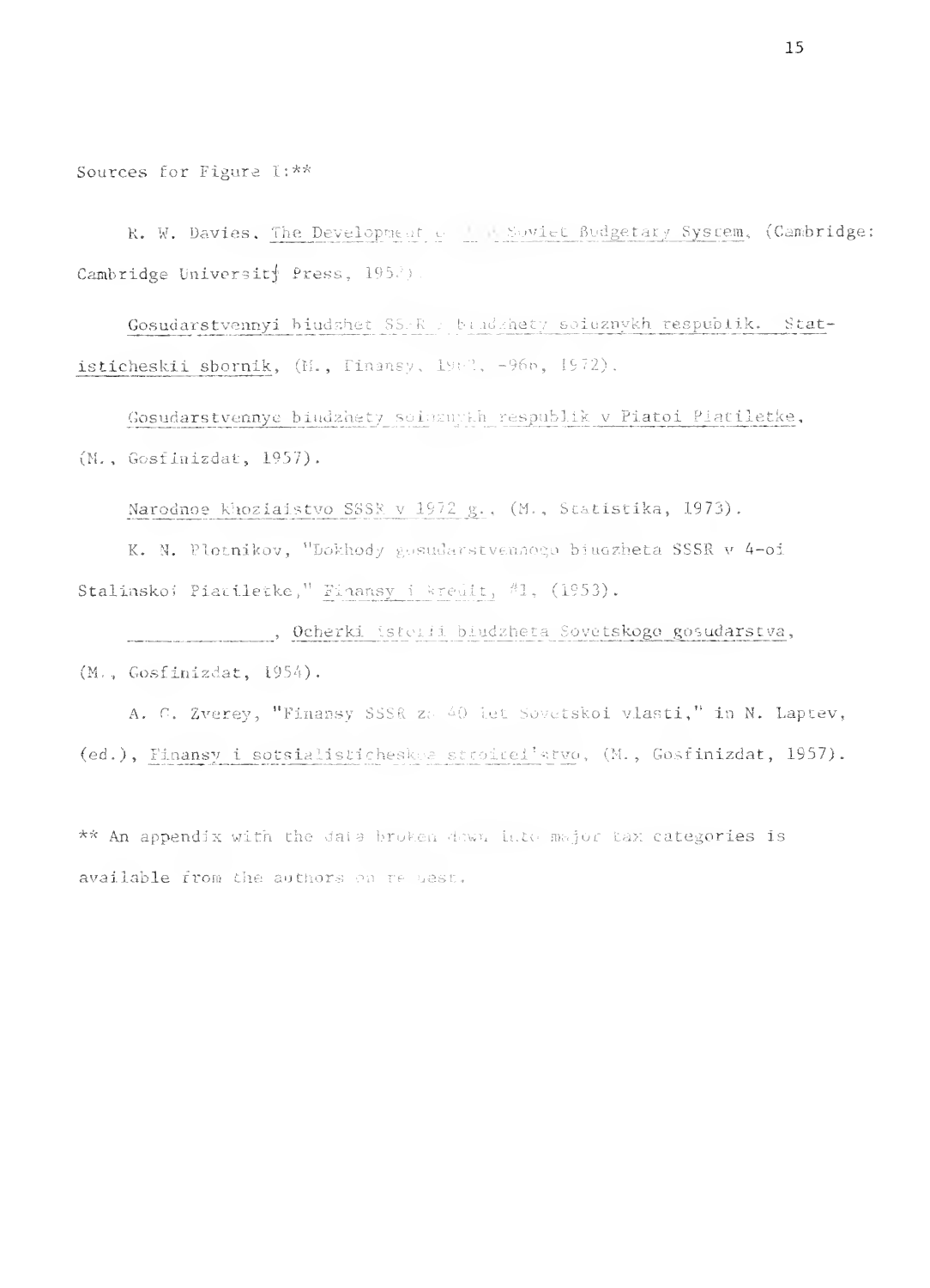Sources for Figure 1:**

R. W. Davies, _The Development of the Soviet Budgetary System_, (Cambridge: Cambridge University Press, 1958).

_Gosudarstvennyi biudzhet SSSR i biudzhety soiuznykh respublik. Statisticheskii sbornik_, (M., Finansy, 1962, -966, 1972).

_Gosudarstvennye biudzhety soiuznykh respublik v Piatoi Piatiletke_, (M., Gosfinizdat, 1957).

_Narodnoe khoziaistvo SSSR v 1972 g._, (M., Statistika, 1973).

K. N. Plotnikov, "Dokhody gosudarstvennogo biudzheta SSSR v 4-oi Stalinskoi Piatiletke," _Finansy i kredit_, #1, (1953).

\_\_\_\_\_\_\_\_\_\_\_\_\_\_\_\_, _Ocherki istorii biudzheta Sovetskogo gosudarstva_, (M., Gosfinizdat, 1954).

A. G. Zverev, "Finansy SSSR za 40 let Sovetskoi vlasti," in N. Laptev, (ed.), _Finansy i sotsialisticheskoe stroitel'stvo_, (M., Gosfinizdat, 1957).

** An appendix with the data broken down into major tax categories is available from the authors on request.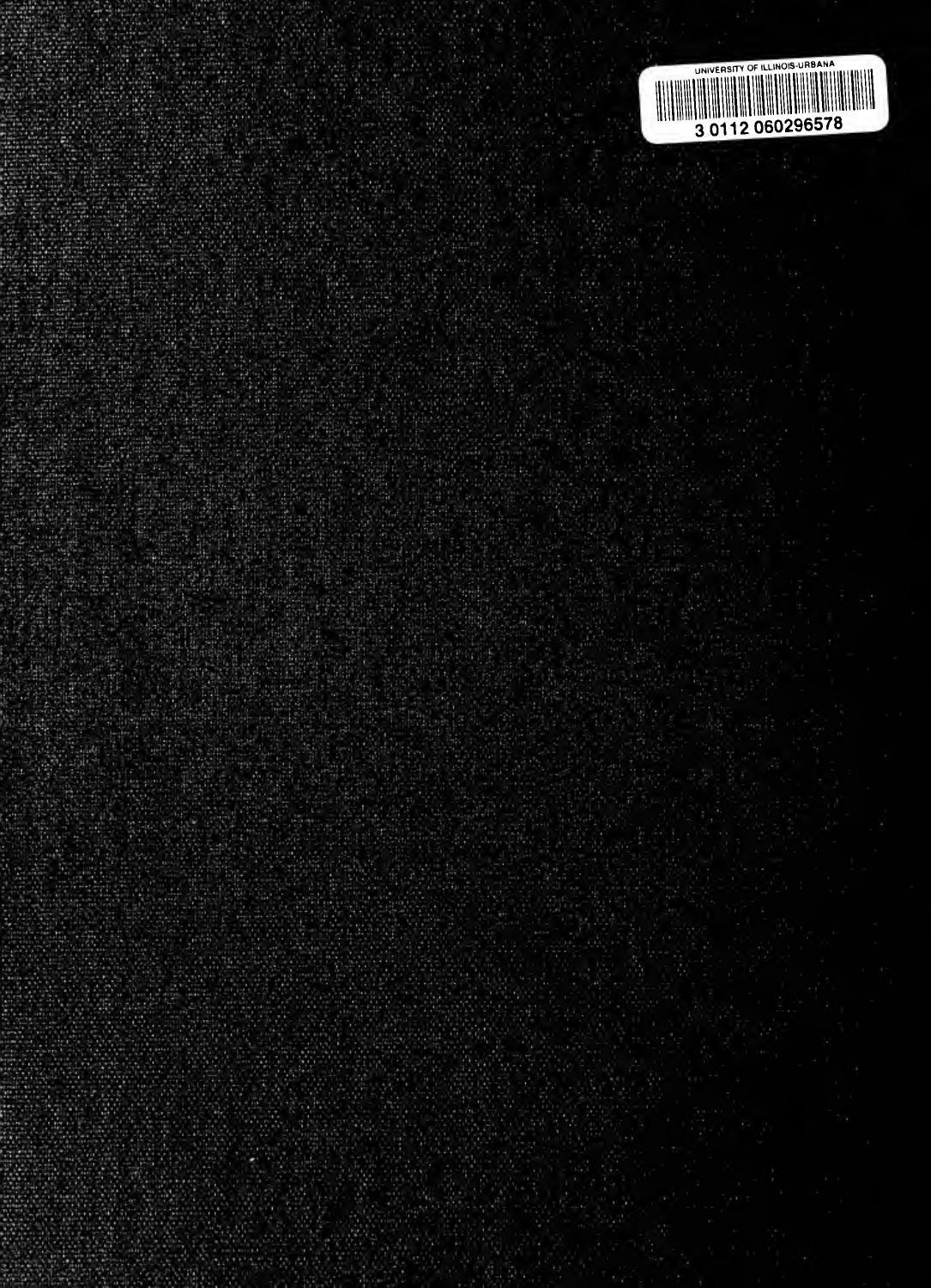UNIVERSITY OF ILLINOIS-URBANA

3 0112 060296578